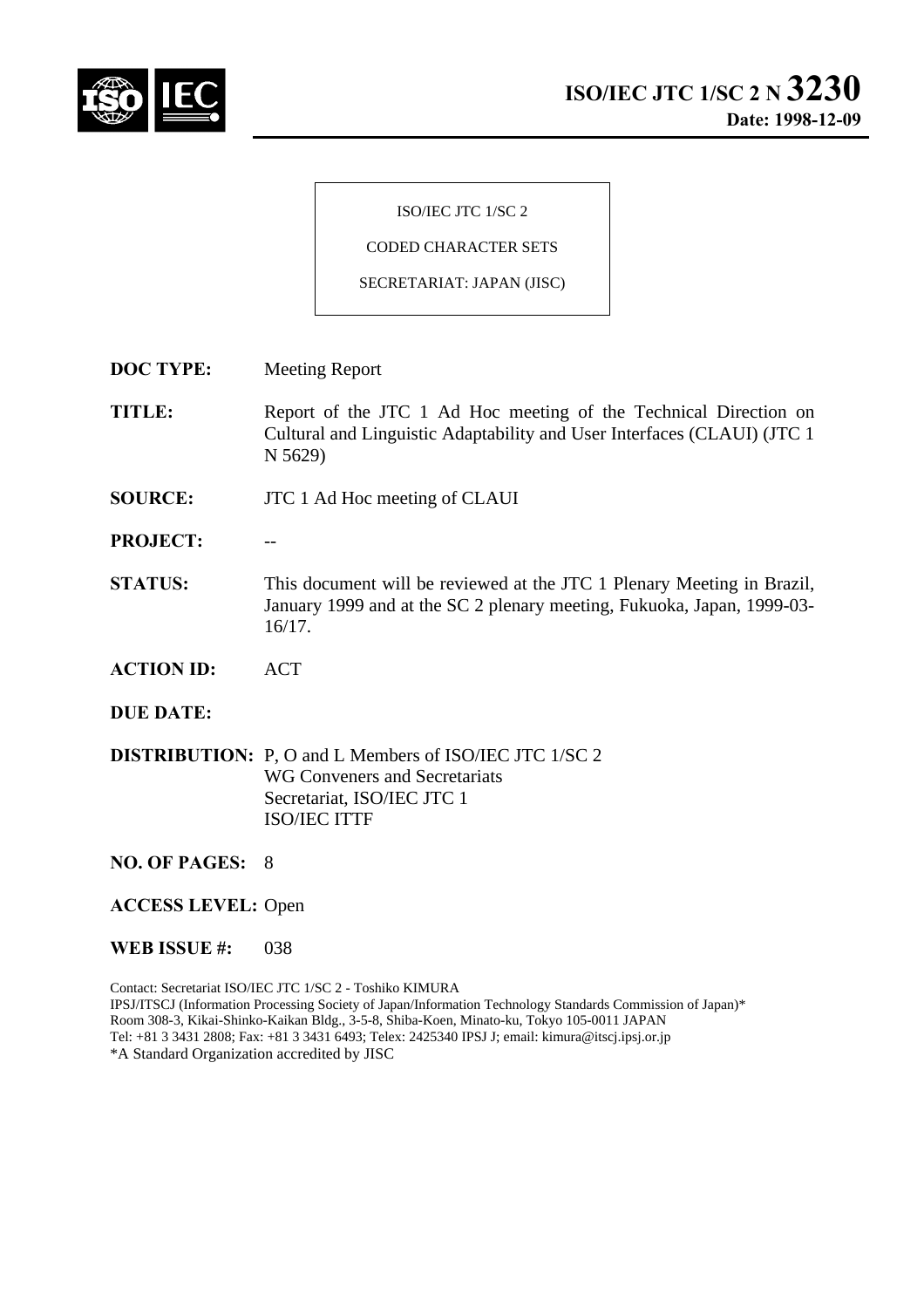# ISO/IEC JTC 1/SC 2 N 3230

**Date: 1998-12-09**

ISO/IEC JTC 1/SC 2

CODED CHARACTER SETS

SECRETARIAT: JAPAN (JISC)

**DOC TYPE:** Meeting Report

**TITLE:** Report of the JTC 1 Ad Hoc meeting of the Technical Direction on Cultural and Linguistic Adaptability and User Interfaces (CLAUI) (JTC 1 N 5629)

**SOURCE:** JTC 1 Ad Hoc meeting of CLAUI

**PROJECT:** --

**STATUS:** This document will be reviewed at the JTC 1 Plenary Meeting in Brazil, January 1999 and at the SC 2 plenary meeting, Fukuoka, Japan, 1999-03-16/17.

**ACTION ID:** ACT

**DUE DATE:**

**DISTRIBUTION:** P, O and L Members of ISO/IEC JTC 1/SC 2
WG Conveners and Secretariats
Secretariat, ISO/IEC JTC 1
ISO/IEC ITTF

**NO. OF PAGES:** 8

**ACCESS LEVEL:** Open

**WEB ISSUE #:** 038

Contact: Secretariat ISO/IEC JTC 1/SC 2 - Toshiko KIMURA
IPSJ/ITSCJ (Information Processing Society of Japan/Information Technology Standards Commission of Japan)*
Room 308-3, Kikai-Shinko-Kaikan Bldg., 3-5-8, Shiba-Koen, Minato-ku, Tokyo 105-0011 JAPAN
Tel: +81 3 3431 2808; Fax: +81 3 3431 6493; Telex: 2425340 IPSJ J; email: kimura@itscj.ipsj.or.jp
*A Standard Organization accredited by JISC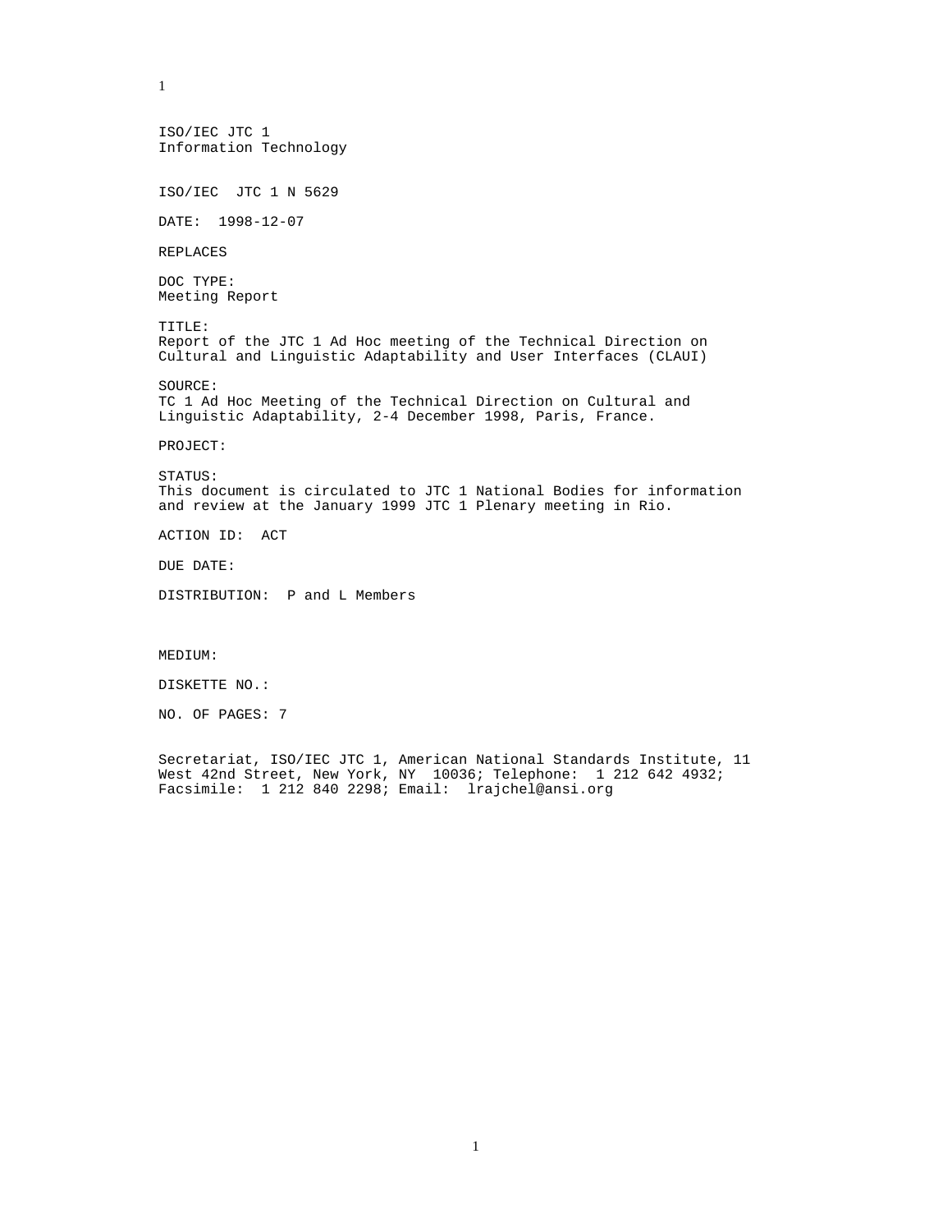ISO/IEC JTC 1
Information Technology

ISO/IEC  JTC 1 N 5629

DATE:  1998-12-07

REPLACES

DOC TYPE:
Meeting Report

TITLE:
Report of the JTC 1 Ad Hoc meeting of the Technical Direction on Cultural and Linguistic Adaptability and User Interfaces (CLAUI)

SOURCE:
TC 1 Ad Hoc Meeting of the Technical Direction on Cultural and Linguistic Adaptability, 2-4 December 1998, Paris, France.

PROJECT:

STATUS:
This document is circulated to JTC 1 National Bodies for information and review at the January 1999 JTC 1 Plenary meeting in Rio.

ACTION ID:  ACT

DUE DATE:

DISTRIBUTION:  P and L Members

MEDIUM:

DISKETTE NO.:

NO. OF PAGES: 7

Secretariat, ISO/IEC JTC 1, American National Standards Institute, 11 West 42nd Street, New York, NY  10036; Telephone:  1 212 642 4932; Facsimile:  1 212 840 2298; Email:  lrajchel@ansi.org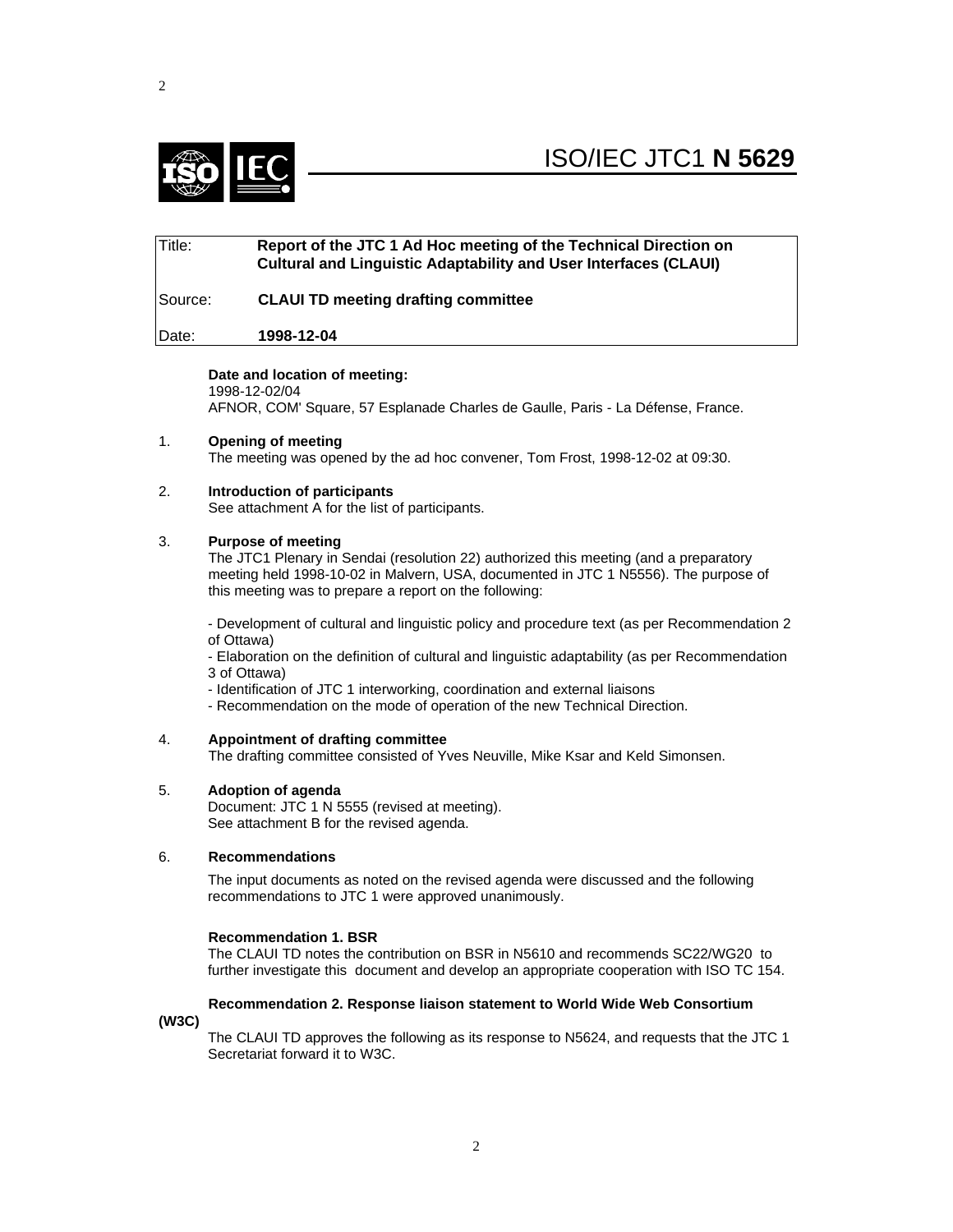# ISO/IEC JTC1 **N 5629**

| | |
|---|---|
| Title: | **Report of the JTC 1 Ad Hoc meeting of the Technical Direction on Cultural and Linguistic Adaptability and User Interfaces (CLAUI)** |
| Source: | **CLAUI TD meeting drafting committee** |
| Date: | **1998-12-04** |

**Date and location of meeting:**
1998-12-02/04
AFNOR, COM' Square, 57 Esplanade Charles de Gaulle, Paris - La Défense, France.

1. **Opening of meeting**
   The meeting was opened by the ad hoc convener, Tom Frost, 1998-12-02 at 09:30.

2. **Introduction of participants**
   See attachment A for the list of participants.

3. **Purpose of meeting**
   The JTC1 Plenary in Sendai (resolution 22) authorized this meeting (and a preparatory meeting held 1998-10-02 in Malvern, USA, documented in JTC 1 N5556). The purpose of this meeting was to prepare a report on the following:

   - Development of cultural and linguistic policy and procedure text (as per Recommendation 2 of Ottawa)
   - Elaboration on the definition of cultural and linguistic adaptability (as per Recommendation 3 of Ottawa)
   - Identification of JTC 1 interworking, coordination and external liaisons
   - Recommendation on the mode of operation of the new Technical Direction.

4. **Appointment of drafting committee**
   The drafting committee consisted of Yves Neuville, Mike Ksar and Keld Simonsen.

5. **Adoption of agenda**
   Document: JTC 1 N 5555 (revised at meeting).
   See attachment B for the revised agenda.

6. **Recommendations**

   The input documents as noted on the revised agenda were discussed and the following recommendations to JTC 1 were approved unanimously.

   **Recommendation 1. BSR**
   The CLAUI TD notes the contribution on BSR in N5610 and recommends SC22/WG20 to further investigate this document and develop an appropriate cooperation with ISO TC 154.

   **Recommendation 2. Response liaison statement to World Wide Web Consortium (W3C)**
   The CLAUI TD approves the following as its response to N5624, and requests that the JTC 1 Secretariat forward it to W3C.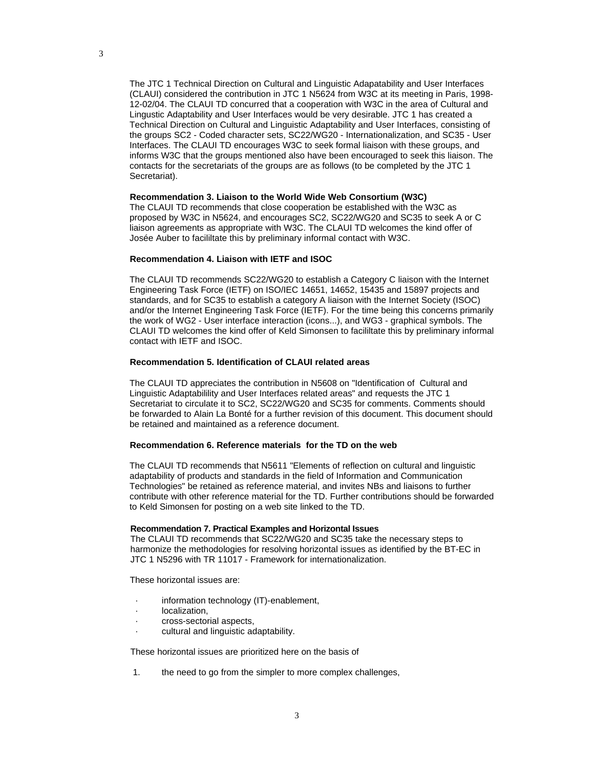The JTC 1 Technical Direction on Cultural and Linguistic Adapatability and User Interfaces (CLAUI) considered the contribution in JTC 1 N5624 from W3C at its meeting in Paris, 1998-12-02/04. The CLAUI TD concurred that a cooperation with W3C in the area of Cultural and Lingustic Adaptability and User Interfaces would be very desirable. JTC 1 has created a Technical Direction on Cultural and Linguistic Adaptability and User Interfaces, consisting of the groups SC2 - Coded character sets, SC22/WG20 - Internationalization, and SC35 - User Interfaces. The CLAUI TD encourages W3C to seek formal liaison with these groups, and informs W3C that the groups mentioned also have been encouraged to seek this liaison. The contacts for the secretariats of the groups are as follows (to be completed by the JTC 1 Secretariat).

**Recommendation 3. Liaison to the World Wide Web Consortium (W3C)**

The CLAUI TD recommends that close cooperation be established with the W3C as proposed by W3C in N5624, and encourages SC2, SC22/WG20 and SC35 to seek A or C liaison agreements as appropriate with W3C. The CLAUI TD welcomes the kind offer of Josée Auber to facililtate this by preliminary informal contact with W3C.

**Recommendation 4. Liaison with IETF and ISOC**

The CLAUI TD recommends SC22/WG20 to establish a Category C liaison with the Internet Engineering Task Force (IETF) on ISO/IEC 14651, 14652, 15435 and 15897 projects and standards, and for SC35 to establish a category A liaison with the Internet Society (ISOC) and/or the Internet Engineering Task Force (IETF). For the time being this concerns primarily the work of WG2 - User interface interaction (icons...), and WG3 - graphical symbols. The CLAUI TD welcomes the kind offer of Keld Simonsen to facililtate this by preliminary informal contact with IETF and ISOC.

**Recommendation 5. Identification of CLAUI related areas**

The CLAUI TD appreciates the contribution in N5608 on "Identification of Cultural and Linguistic Adaptabilility and User Interfaces related areas" and requests the JTC 1 Secretariat to circulate it to SC2, SC22/WG20 and SC35 for comments. Comments should be forwarded to Alain La Bonté for a further revision of this document. This document should be retained and maintained as a reference document.

**Recommendation 6. Reference materials for the TD on the web**

The CLAUI TD recommends that N5611 "Elements of reflection on cultural and linguistic adaptability of products and standards in the field of Information and Communication Technologies" be retained as reference material, and invites NBs and liaisons to further contribute with other reference material for the TD. Further contributions should be forwarded to Keld Simonsen for posting on a web site linked to the TD.

**Recommendation 7. Practical Examples and Horizontal Issues**

The CLAUI TD recommends that SC22/WG20 and SC35 take the necessary steps to harmonize the methodologies for resolving horizontal issues as identified by the BT-EC in JTC 1 N5296 with TR 11017 - Framework for internationalization.

These horizontal issues are:

- information technology (IT)-enablement,
- localization,
- cross-sectorial aspects,
- cultural and linguistic adaptability.

These horizontal issues are prioritized here on the basis of

1. the need to go from the simpler to more complex challenges,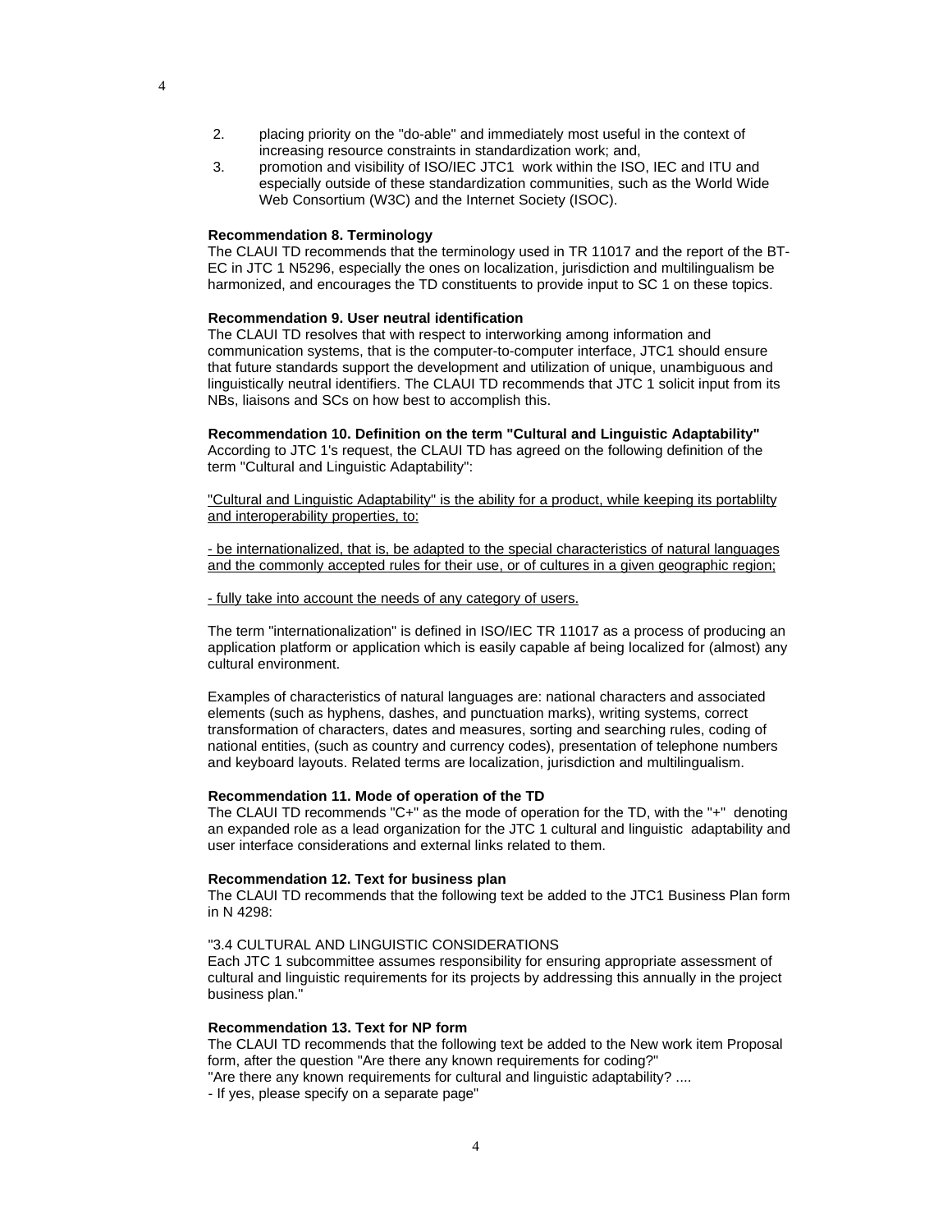2. placing priority on the "do-able" and immediately most useful in the context of increasing resource constraints in standardization work; and,
3. promotion and visibility of ISO/IEC JTC1 work within the ISO, IEC and ITU and especially outside of these standardization communities, such as the World Wide Web Consortium (W3C) and the Internet Society (ISOC).

**Recommendation 8. Terminology**
The CLAUI TD recommends that the terminology used in TR 11017 and the report of the BT-EC in JTC 1 N5296, especially the ones on localization, jurisdiction and multilingualism be harmonized, and encourages the TD constituents to provide input to SC 1 on these topics.

**Recommendation 9. User neutral identification**
The CLAUI TD resolves that with respect to interworking among information and communication systems, that is the computer-to-computer interface, JTC1 should ensure that future standards support the development and utilization of unique, unambiguous and linguistically neutral identifiers. The CLAUI TD recommends that JTC 1 solicit input from its NBs, liaisons and SCs on how best to accomplish this.

**Recommendation 10. Definition on the term "Cultural and Linguistic Adaptability"**
According to JTC 1's request, the CLAUI TD has agreed on the following definition of the term "Cultural and Linguistic Adaptability":

"Cultural and Linguistic Adaptability" is the ability for a product, while keeping its portablilty and interoperability properties, to:

- be internationalized, that is, be adapted to the special characteristics of natural languages and the commonly accepted rules for their use, or of cultures in a given geographic region;

- fully take into account the needs of any category of users.

The term "internationalization" is defined in ISO/IEC TR 11017 as a process of producing an application platform or application which is easily capable af being localized for (almost) any cultural environment.

Examples of characteristics of natural languages are: national characters and associated elements (such as hyphens, dashes, and punctuation marks), writing systems, correct transformation of characters, dates and measures, sorting and searching rules, coding of national entities, (such as country and currency codes), presentation of telephone numbers and keyboard layouts. Related terms are localization, jurisdiction and multilingualism.

**Recommendation 11. Mode of operation of the TD**
The CLAUI TD recommends "C+" as the mode of operation for the TD, with the "+" denoting an expanded role as a lead organization for the JTC 1 cultural and linguistic adaptability and user interface considerations and external links related to them.

**Recommendation 12. Text for business plan**
The CLAUI TD recommends that the following text be added to the JTC1 Business Plan form in N 4298:

"3.4 CULTURAL AND LINGUISTIC CONSIDERATIONS
Each JTC 1 subcommittee assumes responsibility for ensuring appropriate assessment of cultural and linguistic requirements for its projects by addressing this annually in the project business plan."

**Recommendation 13. Text for NP form**
The CLAUI TD recommends that the following text be added to the New work item Proposal form, after the question "Are there any known requirements for coding?"
"Are there any known requirements for cultural and linguistic adaptability? ....
- If yes, please specify on a separate page"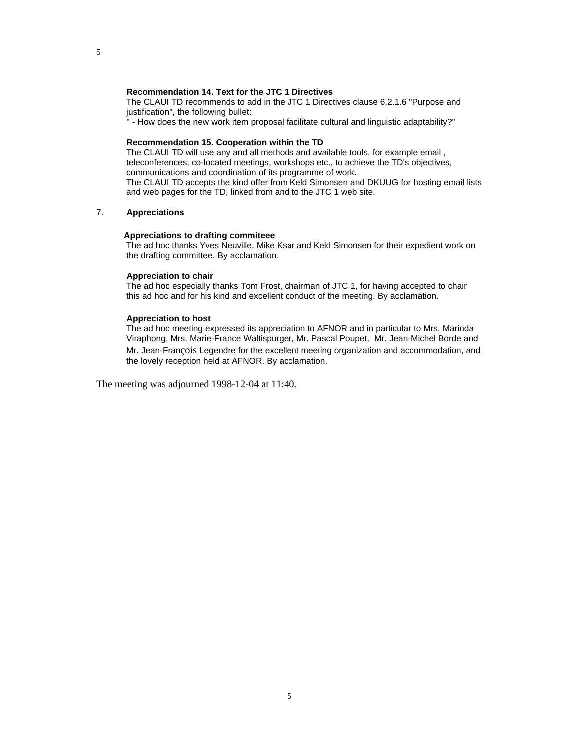**Recommendation 14. Text for the JTC 1 Directives**

The CLAUI TD recommends to add in the JTC 1 Directives clause 6.2.1.6 "Purpose and justification", the following bullet:

" - How does the new work item proposal facilitate cultural and linguistic adaptability?"

**Recommendation 15. Cooperation within the TD**

The CLAUI TD will use any and all methods and available tools, for example email , teleconferences, co-located meetings, workshops etc., to achieve the TD's objectives, communications and coordination of its programme of work.

The CLAUI TD accepts the kind offer from Keld Simonsen and DKUUG for hosting email lists and web pages for the TD, linked from and to the JTC 1 web site.

## 7. Appreciations

**Appreciations to drafting commiteee**

The ad hoc thanks Yves Neuville, Mike Ksar and Keld Simonsen for their expedient work on the drafting committee. By acclamation.

**Appreciation to chair**

The ad hoc especially thanks Tom Frost, chairman of JTC 1, for having accepted to chair this ad hoc and for his kind and excellent conduct of the meeting. By acclamation.

**Appreciation to host**

The ad hoc meeting expressed its appreciation to AFNOR and in particular to Mrs. Marinda Viraphong, Mrs. Marie-France Waltispurger, Mr. Pascal Poupet, Mr. Jean-Michel Borde and Mr. Jean-François Legendre for the excellent meeting organization and accommodation, and the lovely reception held at AFNOR. By acclamation.

The meeting was adjourned 1998-12-04 at 11:40.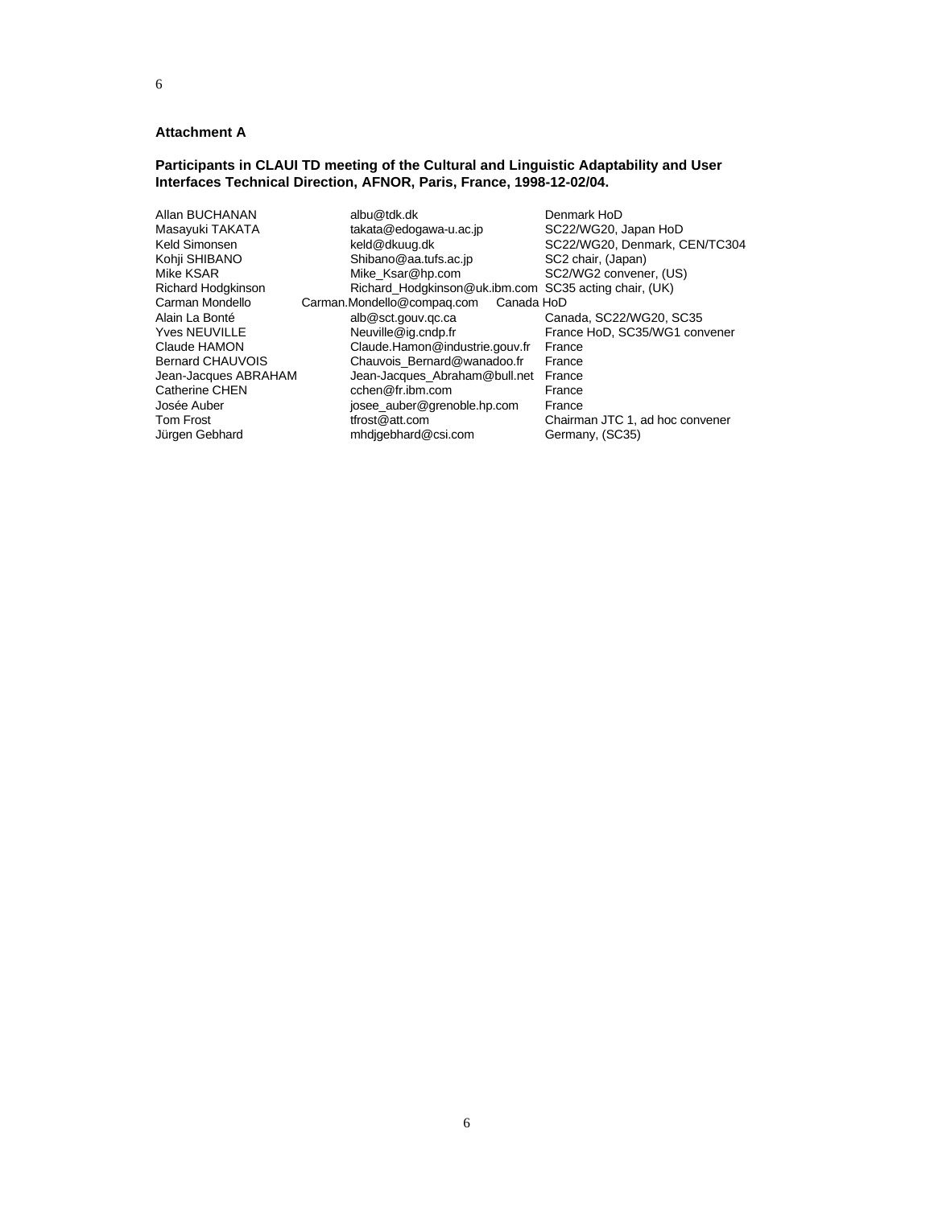**Attachment A**

**Participants in CLAUI TD meeting of the Cultural and Linguistic Adaptability and User Interfaces Technical Direction, AFNOR, Paris, France, 1998-12-02/04.**

| | | |
|---|---|---|
| Allan BUCHANAN | albu@tdk.dk | Denmark HoD |
| Masayuki TAKATA | takata@edogawa-u.ac.jp | SC22/WG20, Japan HoD |
| Keld Simonsen | keld@dkuug.dk | SC22/WG20, Denmark, CEN/TC304 |
| Kohji SHIBANO | Shibano@aa.tufs.ac.jp | SC2 chair, (Japan) |
| Mike KSAR | Mike_Ksar@hp.com | SC2/WG2 convener, (US) |
| Richard Hodgkinson | Richard_Hodgkinson@uk.ibm.com | SC35 acting chair, (UK) |
| Carman Mondello | Carman.Mondello@compaq.com | Canada HoD |
| Alain La Bonté | alb@sct.gouv.qc.ca | Canada, SC22/WG20, SC35 |
| Yves NEUVILLE | Neuville@ig.cndp.fr | France HoD, SC35/WG1 convener |
| Claude HAMON | Claude.Hamon@industrie.gouv.fr | France |
| Bernard CHAUVOIS | Chauvois_Bernard@wanadoo.fr | France |
| Jean-Jacques ABRAHAM | Jean-Jacques_Abraham@bull.net | France |
| Catherine CHEN | cchen@fr.ibm.com | France |
| Josée Auber | josee_auber@grenoble.hp.com | France |
| Tom Frost | tfrost@att.com | Chairman JTC 1, ad hoc convener |
| Jürgen Gebhard | mhdjgebhard@csi.com | Germany, (SC35) |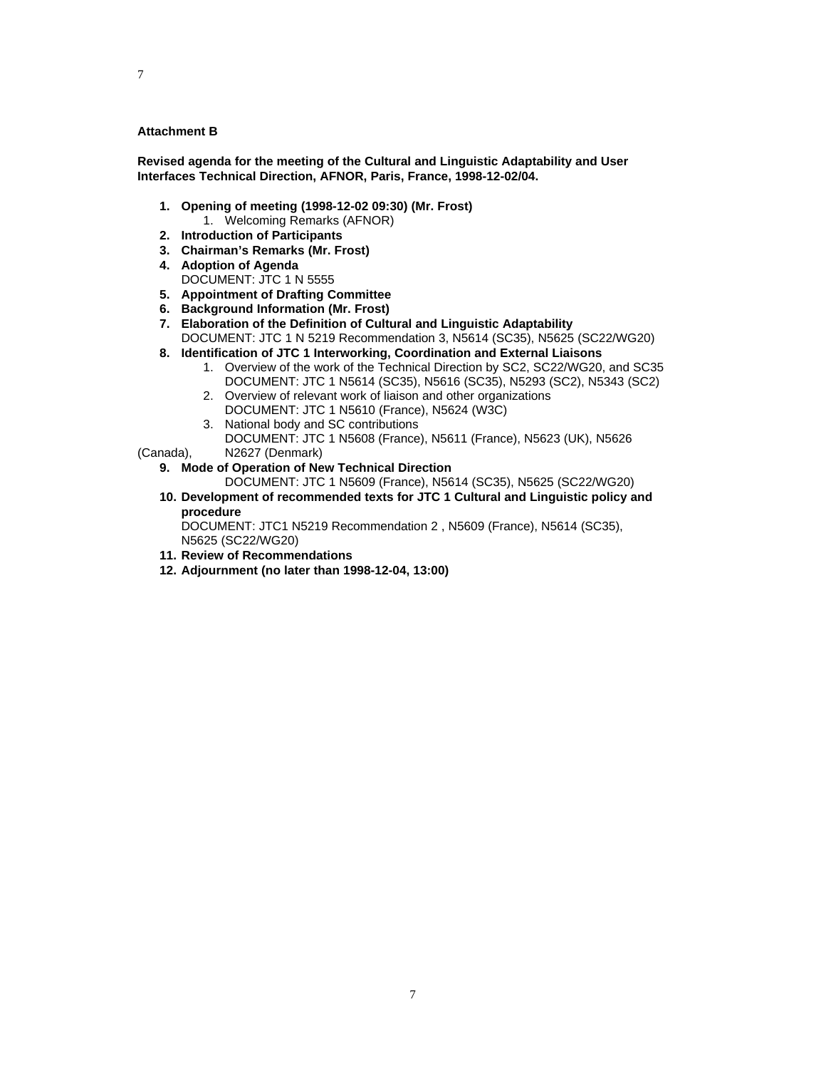**Attachment B**

**Revised agenda for the meeting of the Cultural and Linguistic Adaptability and User Interfaces Technical Direction, AFNOR, Paris, France, 1998-12-02/04.**

1. **Opening of meeting (1998-12-02 09:30) (Mr. Frost)**
   1. Welcoming Remarks (AFNOR)
2. **Introduction of Participants**
3. **Chairman's Remarks (Mr. Frost)**
4. **Adoption of Agenda**
   DOCUMENT: JTC 1 N 5555
5. **Appointment of Drafting Committee**
6. **Background Information (Mr. Frost)**
7. **Elaboration of the Definition of Cultural and Linguistic Adaptability**
   DOCUMENT: JTC 1 N 5219 Recommendation 3, N5614 (SC35), N5625 (SC22/WG20)
8. **Identification of JTC 1 Interworking, Coordination and External Liaisons**
   1. Overview of the work of the Technical Direction by SC2, SC22/WG20, and SC35
      DOCUMENT: JTC 1 N5614 (SC35), N5616 (SC35), N5293 (SC2), N5343 (SC2)
   2. Overview of relevant work of liaison and other organizations
      DOCUMENT: JTC 1 N5610 (France), N5624 (W3C)
   3. National body and SC contributions
      DOCUMENT: JTC 1 N5608 (France), N5611 (France), N5623 (UK), N5626 (Canada), N2627 (Denmark)
9. **Mode of Operation of New Technical Direction**
   DOCUMENT: JTC 1 N5609 (France), N5614 (SC35), N5625 (SC22/WG20)
10. **Development of recommended texts for JTC 1 Cultural and Linguistic policy and procedure**
    DOCUMENT: JTC1 N5219 Recommendation 2 , N5609 (France), N5614 (SC35), N5625 (SC22/WG20)
11. **Review of Recommendations**
12. **Adjournment (no later than 1998-12-04, 13:00)**